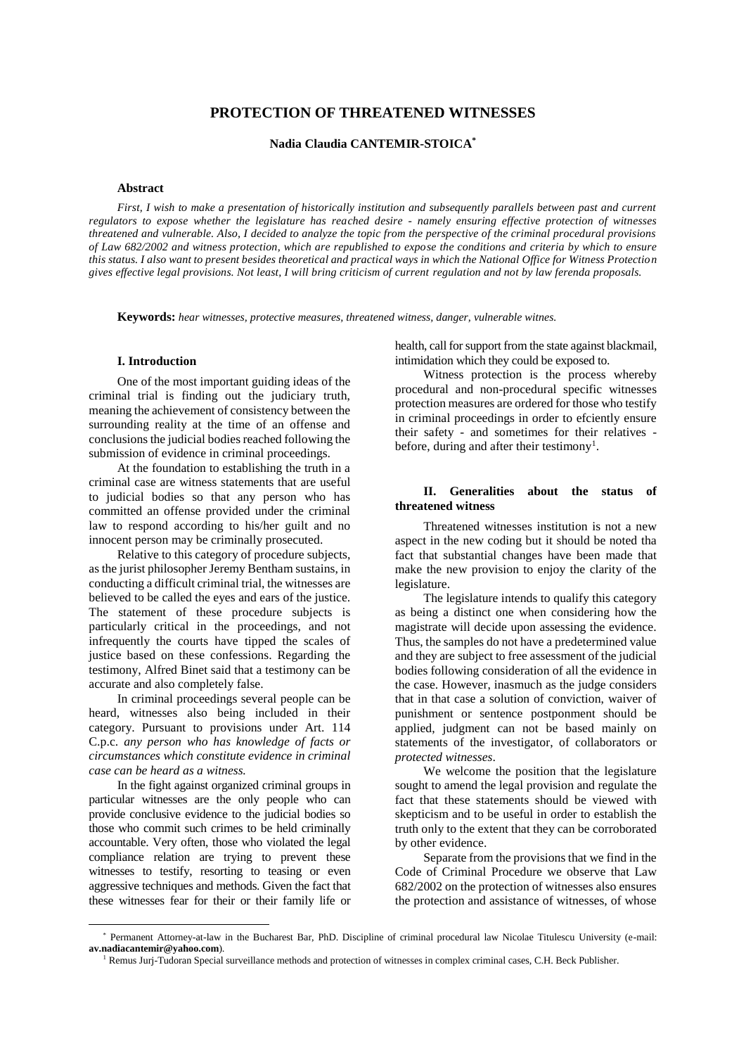# PROTECTION OF THREATENED WITNESSES

**Nadia Claudia CANTEMIR-STOICA***

### Abstract

*First, I wish to make a presentation of historically institution and subsequently parallels between past and current regulators to expose whether the legislature has reached desire - namely ensuring effective protection of witnesses threatened and vulnerable. Also, I decided to analyze the topic from the perspective of the criminal procedural provisions of Law 682/2002 and witness protection, which are republished to expose the conditions and criteria by which to ensure this status. I also want to present besides theoretical and practical ways in which the National Office for Witness Protection gives effective legal provisions. Not least, I will bring criticism of current regulation and not by law ferenda proposals.*

**Keywords:** *hear witnesses, protective measures, threatened witness, danger, vulnerable witnes.*

### I. Introduction

One of the most important guiding ideas of the criminal trial is finding out the judiciary truth, meaning the achievement of consistency between the surrounding reality at the time of an offense and conclusions the judicial bodies reached following the submission of evidence in criminal proceedings.

At the foundation to establishing the truth in a criminal case are witness statements that are useful to judicial bodies so that any person who has committed an offense provided under the criminal law to respond according to his/her guilt and no innocent person may be criminally prosecuted.

Relative to this category of procedure subjects, as the jurist philosopher Jeremy Bentham sustains, in conducting a difficult criminal trial, the witnesses are believed to be called the eyes and ears of the justice. The statement of these procedure subjects is particularly critical in the proceedings, and not infrequently the courts have tipped the scales of justice based on these confessions. Regarding the testimony, Alfred Binet said that a testimony can be accurate and also completely false.

In criminal proceedings several people can be heard, witnesses also being included in their category. Pursuant to provisions under Art. 114 C.p.c. *any person who has knowledge of facts or circumstances which constitute evidence in criminal case can be heard as a witness.*

In the fight against organized criminal groups in particular witnesses are the only people who can provide conclusive evidence to the judicial bodies so those who commit such crimes to be held criminally accountable. Very often, those who violated the legal compliance relation are trying to prevent these witnesses to testify, resorting to teasing or even aggressive techniques and methods. Given the fact that these witnesses fear for their or their family life or health, call for support from the state against blackmail, intimidation which they could be exposed to.

Witness protection is the process whereby procedural and non-procedural specific witnesses protection measures are ordered for those who testify in criminal proceedings in order to efciently ensure their safety - and sometimes for their relatives - before, during and after their testimony[1].

### II. Generalities about the status of threatened witness

Threatened witnesses institution is not a new aspect in the new coding but it should be noted tha fact that substantial changes have been made that make the new provision to enjoy the clarity of the legislature.

The legislature intends to qualify this category as being a distinct one when considering how the magistrate will decide upon assessing the evidence. Thus, the samples do not have a predetermined value and they are subject to free assessment of the judicial bodies following consideration of all the evidence in the case. However, inasmuch as the judge considers that in that case a solution of conviction, waiver of punishment or sentence postponment should be applied, judgment can not be based mainly on statements of the investigator, of collaborators or *protected witnesses*.

We welcome the position that the legislature sought to amend the legal provision and regulate the fact that these statements should be viewed with skepticism and to be useful in order to establish the truth only to the extent that they can be corroborated by other evidence.

Separate from the provisions that we find in the Code of Criminal Procedure we observe that Law 682/2002 on the protection of witnesses also ensures the protection and assistance of witnesses, of whose

---

\* Permanent Attorney-at-law in the Bucharest Bar, PhD. Discipline of criminal procedural law Nicolae Titulescu University (e-mail: **av.nadiacantemir@yahoo.com**).

[1] Remus Jurj-Tudoran Special surveillance methods and protection of witnesses in complex criminal cases, C.H. Beck Publisher.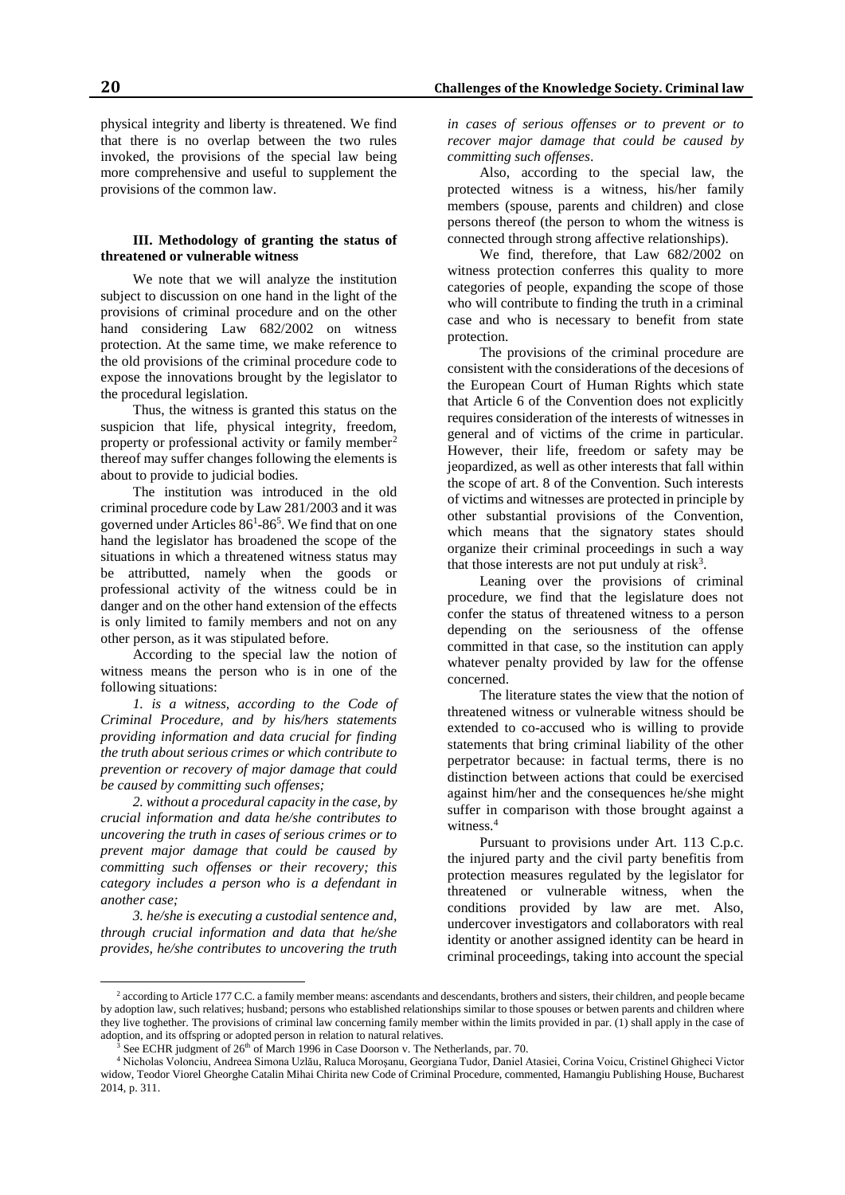physical integrity and liberty is threatened. We find that there is no overlap between the two rules invoked, the provisions of the special law being more comprehensive and useful to supplement the provisions of the common law.

### III. Methodology of granting the status of threatened or vulnerable witness

We note that we will analyze the institution subject to discussion on one hand in the light of the provisions of criminal procedure and on the other hand considering Law 682/2002 on witness protection. At the same time, we make reference to the old provisions of the criminal procedure code to expose the innovations brought by the legislator to the procedural legislation.

Thus, the witness is granted this status on the suspicion that life, physical integrity, freedom, property or professional activity or family member[2] thereof may suffer changes following the elements is about to provide to judicial bodies.

The institution was introduced in the old criminal procedure code by Law 281/2003 and it was governed under Articles 86[1]-86[5]. We find that on one hand the legislator has broadened the scope of the situations in which a threatened witness status may be attributted, namely when the goods or professional activity of the witness could be in danger and on the other hand extension of the effects is only limited to family members and not on any other person, as it was stipulated before.

According to the special law the notion of witness means the person who is in one of the following situations:

*1. is a witness, according to the Code of Criminal Procedure, and by his/hers statements providing information and data crucial for finding the truth about serious crimes or which contribute to prevention or recovery of major damage that could be caused by committing such offenses;*

*2. without a procedural capacity in the case, by crucial information and data he/she contributes to uncovering the truth in cases of serious crimes or to prevent major damage that could be caused by committing such offenses or their recovery; this category includes a person who is a defendant in another case;*

*3. he/she is executing a custodial sentence and, through crucial information and data that he/she provides, he/she contributes to uncovering the truth in cases of serious offenses or to prevent or to recover major damage that could be caused by committing such offenses.*

Also, according to the special law, the protected witness is a witness, his/her family members (spouse, parents and children) and close persons thereof (the person to whom the witness is connected through strong affective relationships).

We find, therefore, that Law 682/2002 on witness protection conferres this quality to more categories of people, expanding the scope of those who will contribute to finding the truth in a criminal case and who is necessary to benefit from state protection.

The provisions of the criminal procedure are consistent with the considerations of the decesions of the European Court of Human Rights which state that Article 6 of the Convention does not explicitly requires consideration of the interests of witnesses in general and of victims of the crime in particular. However, their life, freedom or safety may be jeopardized, as well as other interests that fall within the scope of art. 8 of the Convention. Such interests of victims and witnesses are protected in principle by other substantial provisions of the Convention, which means that the signatory states should organize their criminal proceedings in such a way that those interests are not put unduly at risk[3].

Leaning over the provisions of criminal procedure, we find that the legislature does not confer the status of threatened witness to a person depending on the seriousness of the offense committed in that case, so the institution can apply whatever penalty provided by law for the offense concerned.

The literature states the view that the notion of threatened witness or vulnerable witness should be extended to co-accused who is willing to provide statements that bring criminal liability of the other perpetrator because: in factual terms, there is no distinction between actions that could be exercised against him/her and the consequences he/she might suffer in comparison with those brought against a witness.[4]

Pursuant to provisions under Art. 113 C.p.c. the injured party and the civil party benefitis from protection measures regulated by the legislator for threatened or vulnerable witness, when the conditions provided by law are met. Also, undercover investigators and collaborators with real identity or another assigned identity can be heard in criminal proceedings, taking into account the special

---

[2] according to Article 177 C.C. a family member means: ascendants and descendants, brothers and sisters, their children, and people became by adoption law, such relatives; husband; persons who established relationships similar to those spouses or betwen parents and children where they live toghether. The provisions of criminal law concerning family member within the limits provided in par. (1) shall apply in the case of adoption, and its offspring or adopted person in relation to natural relatives.

[3] See ECHR judgment of 26th of March 1996 in Case Doorson v. The Netherlands, par. 70.

[4] Nicholas Volonciu, Andreea Simona Uzlău, Raluca Moroşanu, Georgiana Tudor, Daniel Atasiei, Corina Voicu, Cristinel Ghigheci Victor widow, Teodor Viorel Gheorghe Catalin Mihai Chirita new Code of Criminal Procedure, commented, Hamangiu Publishing House, Bucharest 2014, p. 311.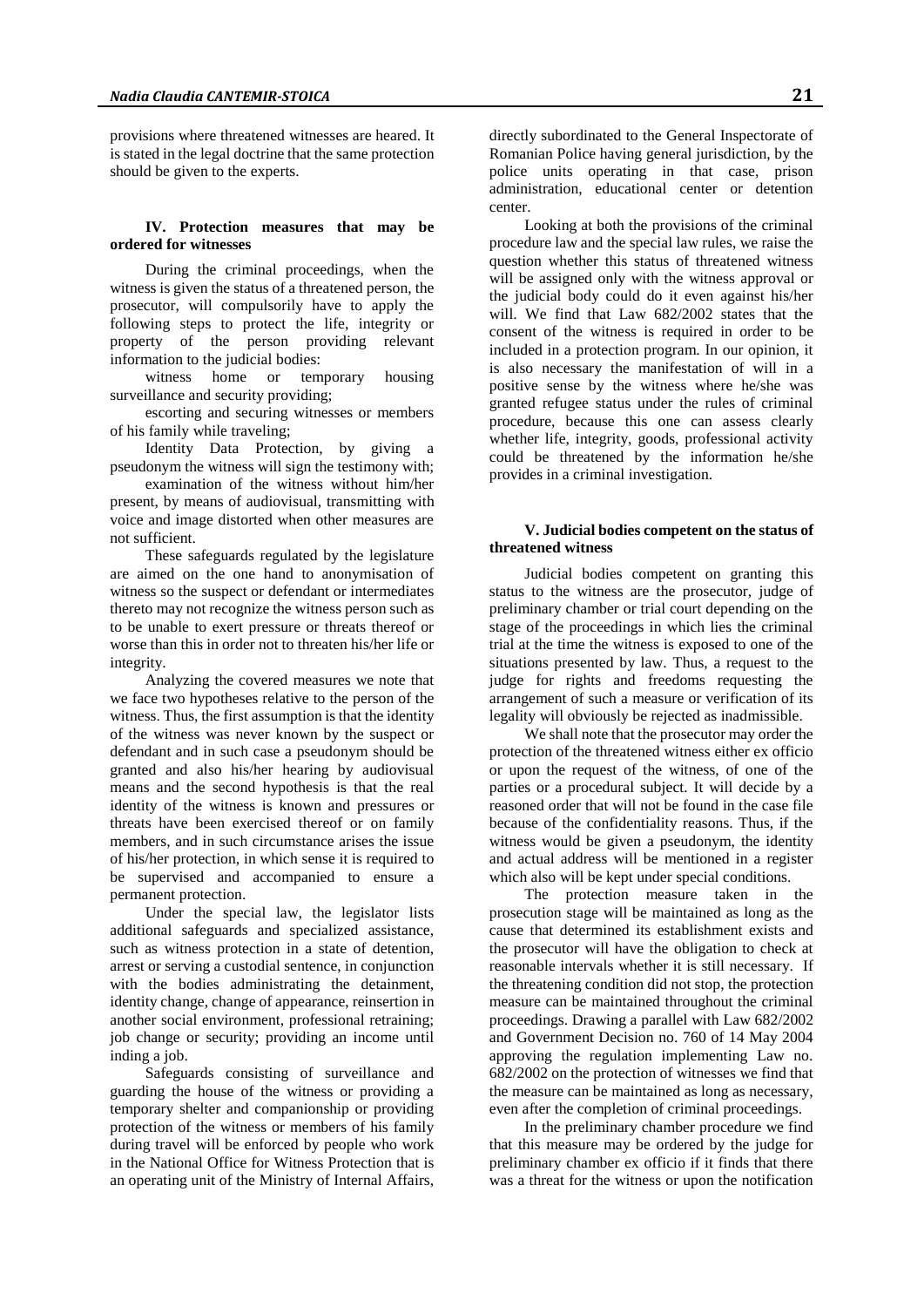provisions where threatened witnesses are heared. It is stated in the legal doctrine that the same protection should be given to the experts.

### IV. Protection measures that may be ordered for witnesses

During the criminal proceedings, when the witness is given the status of a threatened person, the prosecutor, will compulsorily have to apply the following steps to protect the life, integrity or property of the person providing relevant information to the judicial bodies:

witness home or temporary housing surveillance and security providing;

escorting and securing witnesses or members of his family while traveling;

Identity Data Protection, by giving a pseudonym the witness will sign the testimony with;

examination of the witness without him/her present, by means of audiovisual, transmitting with voice and image distorted when other measures are not sufficient.

These safeguards regulated by the legislature are aimed on the one hand to anonymisation of witness so the suspect or defendant or intermediates thereto may not recognize the witness person such as to be unable to exert pressure or threats thereof or worse than this in order not to threaten his/her life or integrity.

Analyzing the covered measures we note that we face two hypotheses relative to the person of the witness. Thus, the first assumption is that the identity of the witness was never known by the suspect or defendant and in such case a pseudonym should be granted and also his/her hearing by audiovisual means and the second hypothesis is that the real identity of the witness is known and pressures or threats have been exercised thereof or on family members, and in such circumstance arises the issue of his/her protection, in which sense it is required to be supervised and accompanied to ensure a permanent protection.

Under the special law, the legislator lists additional safeguards and specialized assistance, such as witness protection in a state of detention, arrest or serving a custodial sentence, in conjunction with the bodies administrating the detainment, identity change, change of appearance, reinsertion in another social environment, professional retraining; job change or security; providing an income until inding a job.

Safeguards consisting of surveillance and guarding the house of the witness or providing a temporary shelter and companionship or providing protection of the witness or members of his family during travel will be enforced by people who work in the National Office for Witness Protection that is an operating unit of the Ministry of Internal Affairs, directly subordinated to the General Inspectorate of Romanian Police having general jurisdiction, by the police units operating in that case, prison administration, educational center or detention center.

Looking at both the provisions of the criminal procedure law and the special law rules, we raise the question whether this status of threatened witness will be assigned only with the witness approval or the judicial body could do it even against his/her will. We find that Law 682/2002 states that the consent of the witness is required in order to be included in a protection program. In our opinion, it is also necessary the manifestation of will in a positive sense by the witness where he/she was granted refugee status under the rules of criminal procedure, because this one can assess clearly whether life, integrity, goods, professional activity could be threatened by the information he/she provides in a criminal investigation.

### V. Judicial bodies competent on the status of threatened witness

Judicial bodies competent on granting this status to the witness are the prosecutor, judge of preliminary chamber or trial court depending on the stage of the proceedings in which lies the criminal trial at the time the witness is exposed to one of the situations presented by law. Thus, a request to the judge for rights and freedoms requesting the arrangement of such a measure or verification of its legality will obviously be rejected as inadmissible.

We shall note that the prosecutor may order the protection of the threatened witness either ex officio or upon the request of the witness, of one of the parties or a procedural subject. It will decide by a reasoned order that will not be found in the case file because of the confidentiality reasons. Thus, if the witness would be given a pseudonym, the identity and actual address will be mentioned in a register which also will be kept under special conditions.

The protection measure taken in the prosecution stage will be maintained as long as the cause that determined its establishment exists and the prosecutor will have the obligation to check at reasonable intervals whether it is still necessary. If the threatening condition did not stop, the protection measure can be maintained throughout the criminal proceedings. Drawing a parallel with Law 682/2002 and Government Decision no. 760 of 14 May 2004 approving the regulation implementing Law no. 682/2002 on the protection of witnesses we find that the measure can be maintained as long as necessary, even after the completion of criminal proceedings.

In the preliminary chamber procedure we find that this measure may be ordered by the judge for preliminary chamber ex officio if it finds that there was a threat for the witness or upon the notification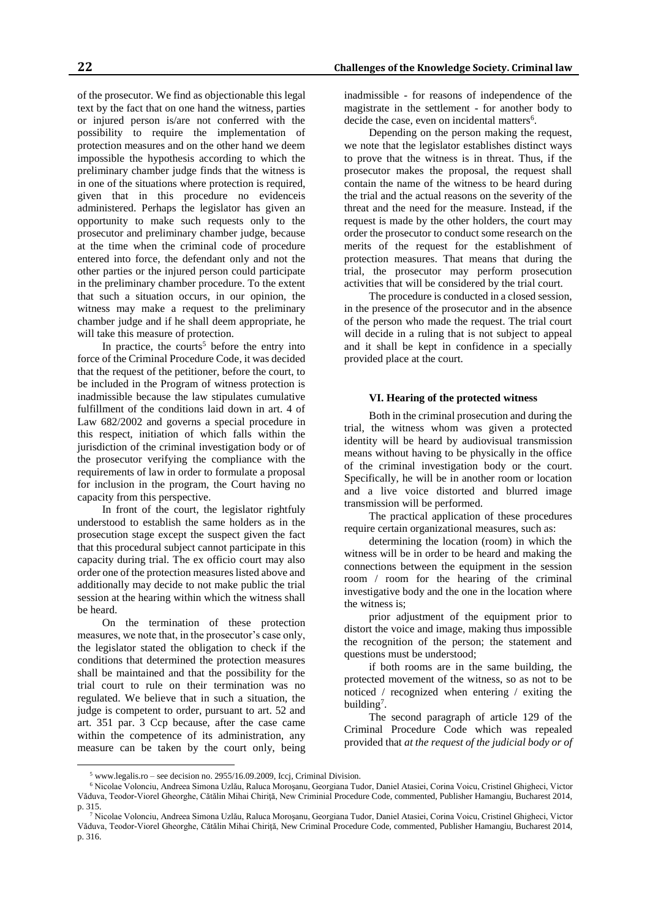of the prosecutor. We find as objectionable this legal text by the fact that on one hand the witness, parties or injured person is/are not conferred with the possibility to require the implementation of protection measures and on the other hand we deem impossible the hypothesis according to which the preliminary chamber judge finds that the witness is in one of the situations where protection is required, given that in this procedure no evidenceis administered. Perhaps the legislator has given an opportunity to make such requests only to the prosecutor and preliminary chamber judge, because at the time when the criminal code of procedure entered into force, the defendant only and not the other parties or the injured person could participate in the preliminary chamber procedure. To the extent that such a situation occurs, in our opinion, the witness may make a request to the preliminary chamber judge and if he shall deem appropriate, he will take this measure of protection.

In practice, the courts[5] before the entry into force of the Criminal Procedure Code, it was decided that the request of the petitioner, before the court, to be included in the Program of witness protection is inadmissible because the law stipulates cumulative fulfillment of the conditions laid down in art. 4 of Law 682/2002 and governs a special procedure in this respect, initiation of which falls within the jurisdiction of the criminal investigation body or of the prosecutor verifying the compliance with the requirements of law in order to formulate a proposal for inclusion in the program, the Court having no capacity from this perspective.

In front of the court, the legislator rightfuly understood to establish the same holders as in the prosecution stage except the suspect given the fact that this procedural subject cannot participate in this capacity during trial. The ex officio court may also order one of the protection measures listed above and additionally may decide to not make public the trial session at the hearing within which the witness shall be heard.

On the termination of these protection measures, we note that, in the prosecutor's case only, the legislator stated the obligation to check if the conditions that determined the protection measures shall be maintained and that the possibility for the trial court to rule on their termination was no regulated. We believe that in such a situation, the judge is competent to order, pursuant to art. 52 and art. 351 par. 3 Ccp because, after the case came within the competence of its administration, any measure can be taken by the court only, being inadmissible - for reasons of independence of the magistrate in the settlement - for another body to decide the case, even on incidental matters[6].

Depending on the person making the request, we note that the legislator establishes distinct ways to prove that the witness is in threat. Thus, if the prosecutor makes the proposal, the request shall contain the name of the witness to be heard during the trial and the actual reasons on the severity of the threat and the need for the measure. Instead, if the request is made by the other holders, the court may order the prosecutor to conduct some research on the merits of the request for the establishment of protection measures. That means that during the trial, the prosecutor may perform prosecution activities that will be considered by the trial court.

The procedure is conducted in a closed session, in the presence of the prosecutor and in the absence of the person who made the request. The trial court will decide in a ruling that is not subject to appeal and it shall be kept in confidence in a specially provided place at the court.

## VI. Hearing of the protected witness

Both in the criminal prosecution and during the trial, the witness whom was given a protected identity will be heard by audiovisual transmission means without having to be physically in the office of the criminal investigation body or the court. Specifically, he will be in another room or location and a live voice distorted and blurred image transmission will be performed.

The practical application of these procedures require certain organizational measures, such as:

determining the location (room) in which the witness will be in order to be heard and making the connections between the equipment in the session room / room for the hearing of the criminal investigative body and the one in the location where the witness is;

prior adjustment of the equipment prior to distort the voice and image, making thus impossible the recognition of the person; the statement and questions must be understood;

if both rooms are in the same building, the protected movement of the witness, so as not to be noticed / recognized when entering / exiting the building[7].

The second paragraph of article 129 of the Criminal Procedure Code which was repealed provided that *at the request of the judicial body or of*

---

[5] www.legalis.ro – see decision no. 2955/16.09.2009, Iccj, Criminal Division.

[6] Nicolae Volonciu, Andreea Simona Uzlău, Raluca Moroşanu, Georgiana Tudor, Daniel Atasiei, Corina Voicu, Cristinel Ghigheci, Victor Văduva, Teodor-Viorel Gheorghe, Cătălin Mihai Chiriţă, New Criminial Procedure Code, commented, Publisher Hamangiu, Bucharest 2014, p. 315.

[7] Nicolae Volonciu, Andreea Simona Uzlău, Raluca Moroşanu, Georgiana Tudor, Daniel Atasiei, Corina Voicu, Cristinel Ghigheci, Victor Văduva, Teodor-Viorel Gheorghe, Cătălin Mihai Chiriţă, New Criminal Procedure Code, commented, Publisher Hamangiu, Bucharest 2014, p. 316.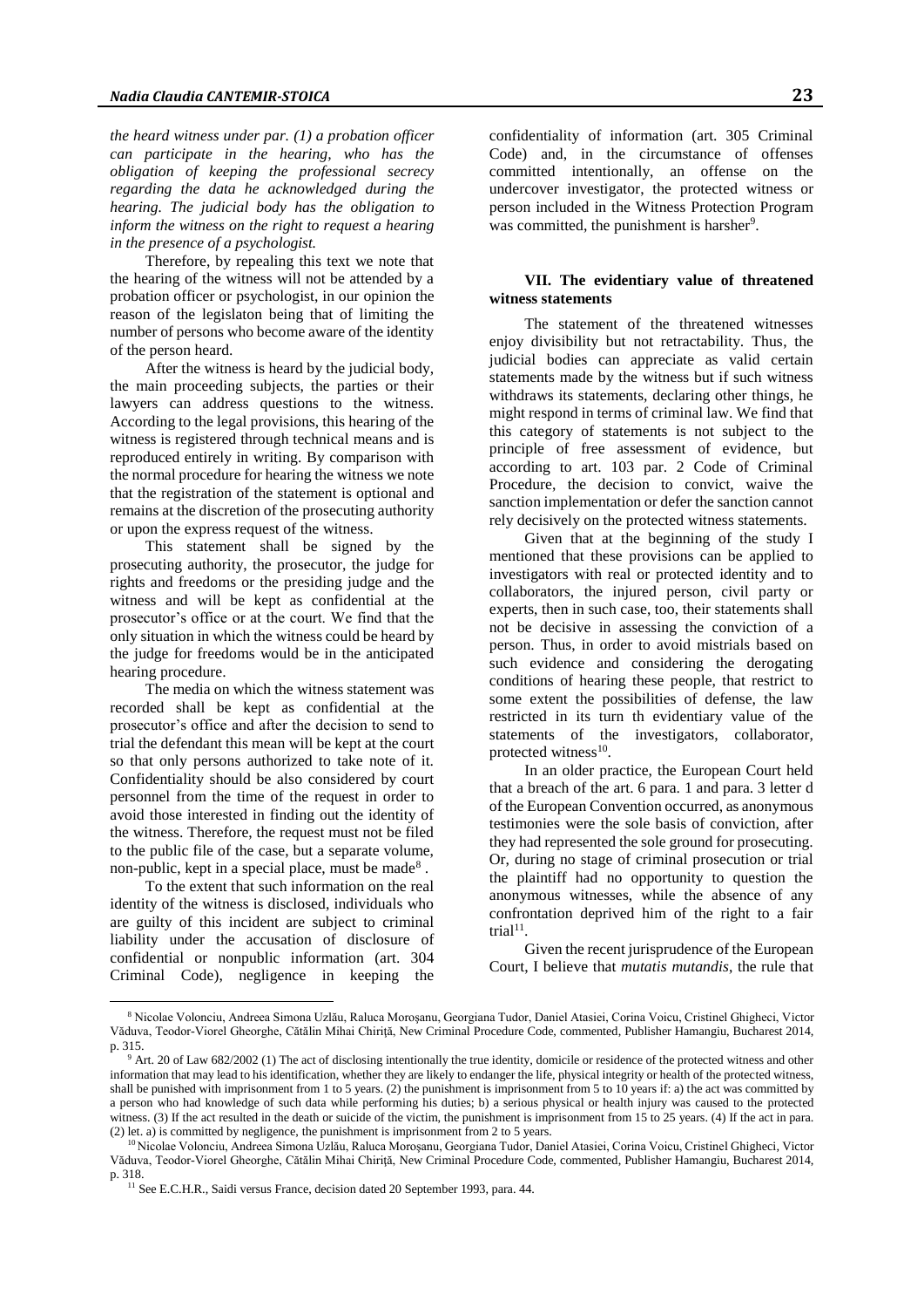*the heard witness under par. (1) a probation officer can participate in the hearing, who has the obligation of keeping the professional secrecy regarding the data he acknowledged during the hearing. The judicial body has the obligation to inform the witness on the right to request a hearing in the presence of a psychologist.*

Therefore, by repealing this text we note that the hearing of the witness will not be attended by a probation officer or psychologist, in our opinion the reason of the legislaton being that of limiting the number of persons who become aware of the identity of the person heard.

After the witness is heard by the judicial body, the main proceeding subjects, the parties or their lawyers can address questions to the witness. According to the legal provisions, this hearing of the witness is registered through technical means and is reproduced entirely in writing. By comparison with the normal procedure for hearing the witness we note that the registration of the statement is optional and remains at the discretion of the prosecuting authority or upon the express request of the witness.

This statement shall be signed by the prosecuting authority, the prosecutor, the judge for rights and freedoms or the presiding judge and the witness and will be kept as confidential at the prosecutor's office or at the court. We find that the only situation in which the witness could be heard by the judge for freedoms would be in the anticipated hearing procedure.

The media on which the witness statement was recorded shall be kept as confidential at the prosecutor's office and after the decision to send to trial the defendant this mean will be kept at the court so that only persons authorized to take note of it. Confidentiality should be also considered by court personnel from the time of the request in order to avoid those interested in finding out the identity of the witness. Therefore, the request must not be filed to the public file of the case, but a separate volume, non-public, kept in a special place, must be made[8] .

To the extent that such information on the real identity of the witness is disclosed, individuals who are guilty of this incident are subject to criminal liability under the accusation of disclosure of confidential or nonpublic information (art. 304 Criminal Code), negligence in keeping the confidentiality of information (art. 305 Criminal Code) and, in the circumstance of offenses committed intentionally, an offense on the undercover investigator, the protected witness or person included in the Witness Protection Program was committed, the punishment is harsher[9].

### VII. The evidentiary value of threatened witness statements

The statement of the threatened witnesses enjoy divisibility but not retractability. Thus, the judicial bodies can appreciate as valid certain statements made by the witness but if such witness withdraws its statements, declaring other things, he might respond in terms of criminal law. We find that this category of statements is not subject to the principle of free assessment of evidence, but according to art. 103 par. 2 Code of Criminal Procedure, the decision to convict, waive the sanction implementation or defer the sanction cannot rely decisively on the protected witness statements.

Given that at the beginning of the study I mentioned that these provisions can be applied to investigators with real or protected identity and to collaborators, the injured person, civil party or experts, then in such case, too, their statements shall not be decisive in assessing the conviction of a person. Thus, in order to avoid mistrials based on such evidence and considering the derogating conditions of hearing these people, that restrict to some extent the possibilities of defense, the law restricted in its turn th evidentiary value of the statements of the investigators, collaborator, protected witness[10].

In an older practice, the European Court held that a breach of the art. 6 para. 1 and para. 3 letter d of the European Convention occurred, as anonymous testimonies were the sole basis of conviction, after they had represented the sole ground for prosecuting. Or, during no stage of criminal prosecution or trial the plaintiff had no opportunity to question the anonymous witnesses, while the absence of any confrontation deprived him of the right to a fair trial[11].

Given the recent jurisprudence of the European Court, I believe that *mutatis mutandis*, the rule that

---

[8] Nicolae Volonciu, Andreea Simona Uzlău, Raluca Moroşanu, Georgiana Tudor, Daniel Atasiei, Corina Voicu, Cristinel Ghigheci, Victor Văduva, Teodor-Viorel Gheorghe, Cătălin Mihai Chiriță, New Criminal Procedure Code, commented, Publisher Hamangiu, Bucharest 2014, p. 315.

[9] Art. 20 of Law 682/2002 (1) The act of disclosing intentionally the true identity, domicile or residence of the protected witness and other information that may lead to his identification, whether they are likely to endanger the life, physical integrity or health of the protected witness, shall be punished with imprisonment from 1 to 5 years. (2) the punishment is imprisonment from 5 to 10 years if: a) the act was committed by a person who had knowledge of such data while performing his duties; b) a serious physical or health injury was caused to the protected witness. (3) If the act resulted in the death or suicide of the victim, the punishment is imprisonment from 15 to 25 years. (4) If the act in para. (2) let. a) is committed by negligence, the punishment is imprisonment from 2 to 5 years.

[10] Nicolae Volonciu, Andreea Simona Uzlău, Raluca Moroşanu, Georgiana Tudor, Daniel Atasiei, Corina Voicu, Cristinel Ghigheci, Victor Văduva, Teodor-Viorel Gheorghe, Cătălin Mihai Chiriță, New Criminal Procedure Code, commented, Publisher Hamangiu, Bucharest 2014, p. 318.

[11] See E.C.H.R., Saidi versus France, decision dated 20 September 1993, para. 44.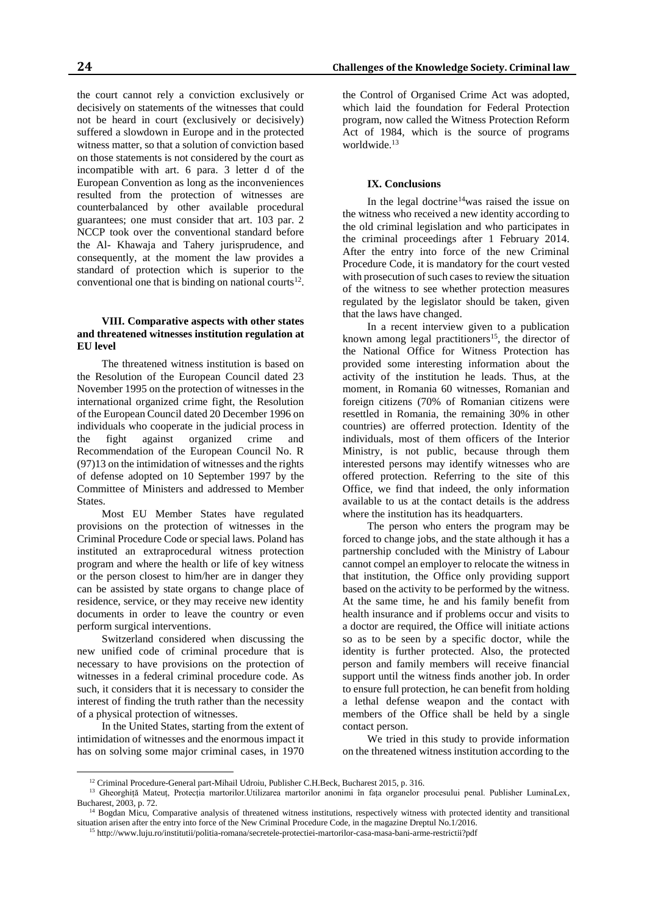the court cannot rely a conviction exclusively or decisively on statements of the witnesses that could not be heard in court (exclusively or decisively) suffered a slowdown in Europe and in the protected witness matter, so that a solution of conviction based on those statements is not considered by the court as incompatible with art. 6 para. 3 letter d of the European Convention as long as the inconveniences resulted from the protection of witnesses are counterbalanced by other available procedural guarantees; one must consider that art. 103 par. 2 NCCP took over the conventional standard before the Al- Khawaja and Tahery jurisprudence, and consequently, at the moment the law provides a standard of protection which is superior to the conventional one that is binding on national courts[12].

### VIII. Comparative aspects with other states and threatened witnesses institution regulation at EU level

The threatened witness institution is based on the Resolution of the European Council dated 23 November 1995 on the protection of witnesses in the international organized crime fight, the Resolution of the European Council dated 20 December 1996 on individuals who cooperate in the judicial process in the fight against organized crime and Recommendation of the European Council No. R (97)13 on the intimidation of witnesses and the rights of defense adopted on 10 September 1997 by the Committee of Ministers and addressed to Member States.

Most EU Member States have regulated provisions on the protection of witnesses in the Criminal Procedure Code or special laws. Poland has instituted an extraprocedural witness protection program and where the health or life of key witness or the person closest to him/her are in danger they can be assisted by state organs to change place of residence, service, or they may receive new identity documents in order to leave the country or even perform surgical interventions.

Switzerland considered when discussing the new unified code of criminal procedure that is necessary to have provisions on the protection of witnesses in a federal criminal procedure code. As such, it considers that it is necessary to consider the interest of finding the truth rather than the necessity of a physical protection of witnesses.

In the United States, starting from the extent of intimidation of witnesses and the enormous impact it has on solving some major criminal cases, in 1970 the Control of Organised Crime Act was adopted, which laid the foundation for Federal Protection program, now called the Witness Protection Reform Act of 1984, which is the source of programs worldwide.[13]

### IX. Conclusions

In the legal doctrine[14]was raised the issue on the witness who received a new identity according to the old criminal legislation and who participates in the criminal proceedings after 1 February 2014. After the entry into force of the new Criminal Procedure Code, it is mandatory for the court vested with prosecution of such cases to review the situation of the witness to see whether protection measures regulated by the legislator should be taken, given that the laws have changed.

In a recent interview given to a publication known among legal practitioners[15], the director of the National Office for Witness Protection has provided some interesting information about the activity of the institution he leads. Thus, at the moment, in Romania 60 witnesses, Romanian and foreign citizens (70% of Romanian citizens were resettled in Romania, the remaining 30% in other countries) are offerred protection. Identity of the individuals, most of them officers of the Interior Ministry, is not public, because through them interested persons may identify witnesses who are offered protection. Referring to the site of this Office, we find that indeed, the only information available to us at the contact details is the address where the institution has its headquarters.

The person who enters the program may be forced to change jobs, and the state although it has a partnership concluded with the Ministry of Labour cannot compel an employer to relocate the witness in that institution, the Office only providing support based on the activity to be performed by the witness. At the same time, he and his family benefit from health insurance and if problems occur and visits to a doctor are required, the Office will initiate actions so as to be seen by a specific doctor, while the identity is further protected. Also, the protected person and family members will receive financial support until the witness finds another job. In order to ensure full protection, he can benefit from holding a lethal defense weapon and the contact with members of the Office shall be held by a single contact person.

We tried in this study to provide information on the threatened witness institution according to the

---

[12] Criminal Procedure-General part-Mihail Udroiu, Publisher C.H.Beck, Bucharest 2015, p. 316.

[13] Gheorghiță Mateuț, Protecția martorilor.Utilizarea martorilor anonimi în fața organelor procesului penal. Publisher LuminaLex, Bucharest, 2003, p. 72.

[14] Bogdan Micu, Comparative analysis of threatened witness institutions, respectively witness with protected identity and transitional situation arisen after the entry into force of the New Criminal Procedure Code, in the magazine Dreptul No.1/2016.

[15] http://www.luju.ro/institutii/politia-romana/secretele-protectiei-martorilor-casa-masa-bani-arme-restrictii?pdf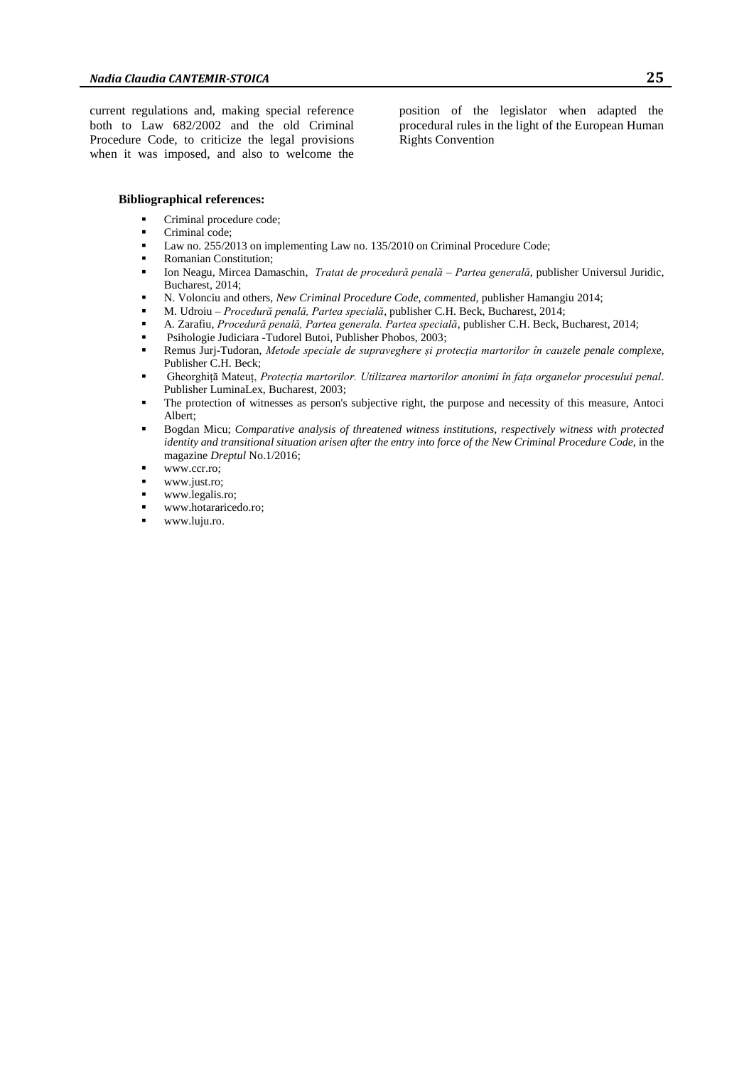current regulations and, making special reference both to Law 682/2002 and the old Criminal Procedure Code, to criticize the legal provisions when it was imposed, and also to welcome the position of the legislator when adapted the procedural rules in the light of the European Human Rights Convention

**Bibliographical references:**

- Criminal procedure code;
- Criminal code;
- Law no. 255/2013 on implementing Law no. 135/2010 on Criminal Procedure Code;
- Romanian Constitution;
- Ion Neagu, Mircea Damaschin, *Tratat de procedură penală – Partea generală*, publisher Universul Juridic, Bucharest, 2014;
- N. Volonciu and others, *New Criminal Procedure Code, commented*, publisher Hamangiu 2014;
- M. Udroiu – *Procedură penală, Partea specială*, publisher C.H. Beck, Bucharest, 2014;
- A. Zarafiu, *Procedură penală, Partea generala. Partea specială*, publisher C.H. Beck, Bucharest, 2014;
- Psihologie Judiciara -Tudorel Butoi, Publisher Phobos, 2003;
- Remus Jurj-Tudoran, *Metode speciale de supraveghere și protecția martorilor în cauzele penale complexe*, Publisher C.H. Beck;
- Gheorghiță Mateuț, *Protecția martorilor. Utilizarea martorilor anonimi în fața organelor procesului penal*. Publisher LuminaLex, Bucharest, 2003;
- The protection of witnesses as person's subjective right, the purpose and necessity of this measure, Antoci Albert;
- Bogdan Micu; *Comparative analysis of threatened witness institutions, respectively witness with protected identity and transitional situation arisen after the entry into force of the New Criminal Procedure Code*, in the magazine *Dreptul* No.1/2016;
- www.ccr.ro;
- www.just.ro;
- www.legalis.ro;
- www.hotararicedo.ro;
- www.luju.ro.